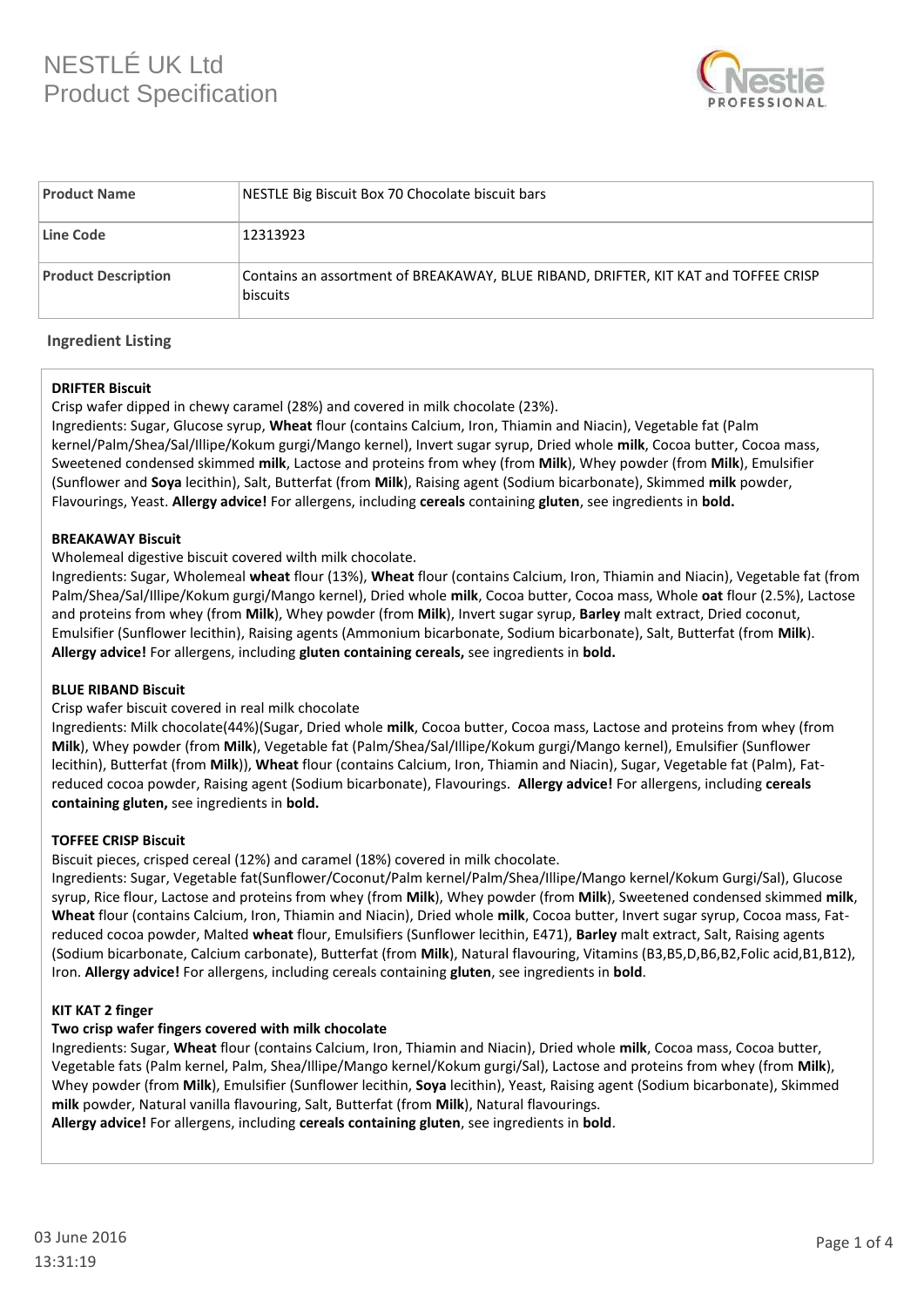# NESTLÉ UK Ltd
## Product Specification

| Product Name | NESTLE Big Biscuit Box 70 Chocolate biscuit bars |
|---|---|
| Line Code | 12313923 |
| Product Description | Contains an assortment of BREAKAWAY, BLUE RIBAND, DRIFTER, KIT KAT and TOFFEE CRISP biscuits |

### Ingredient Listing

**DRIFTER Biscuit**

Crisp wafer dipped in chewy caramel (28%) and covered in milk chocolate (23%).

Ingredients: Sugar, Glucose syrup, **Wheat** flour (contains Calcium, Iron, Thiamin and Niacin), Vegetable fat (Palm kernel/Palm/Shea/Sal/Illipe/Kokum gurgi/Mango kernel), Invert sugar syrup, Dried whole **milk**, Cocoa butter, Cocoa mass, Sweetened condensed skimmed **milk**, Lactose and proteins from whey (from **Milk**), Whey powder (from **Milk**), Emulsifier (Sunflower and **Soya** lecithin), Salt, Butterfat (from **Milk**), Raising agent (Sodium bicarbonate), Skimmed **milk** powder, Flavourings, Yeast. **Allergy advice!** For allergens, including **cereals** containing **gluten**, see ingredients in **bold.**

**BREAKAWAY Biscuit**

Wholemeal digestive biscuit covered wilth milk chocolate.

Ingredients: Sugar, Wholemeal **wheat** flour (13%), **Wheat** flour (contains Calcium, Iron, Thiamin and Niacin), Vegetable fat (from Palm/Shea/Sal/Illipe/Kokum gurgi/Mango kernel), Dried whole **milk**, Cocoa butter, Cocoa mass, Whole **oat** flour (2.5%), Lactose and proteins from whey (from **Milk**), Whey powder (from **Milk**), Invert sugar syrup, **Barley** malt extract, Dried coconut, Emulsifier (Sunflower lecithin), Raising agents (Ammonium bicarbonate, Sodium bicarbonate), Salt, Butterfat (from **Milk**). **Allergy advice!** For allergens, including **gluten containing cereals,** see ingredients in **bold.**

**BLUE RIBAND Biscuit**

Crisp wafer biscuit covered in real milk chocolate

Ingredients: Milk chocolate(44%)(Sugar, Dried whole **milk**, Cocoa butter, Cocoa mass, Lactose and proteins from whey (from **Milk**), Whey powder (from **Milk**), Vegetable fat (Palm/Shea/Sal/Illipe/Kokum gurgi/Mango kernel), Emulsifier (Sunflower lecithin), Butterfat (from **Milk**)), **Wheat** flour (contains Calcium, Iron, Thiamin and Niacin), Sugar, Vegetable fat (Palm), Fat-reduced cocoa powder, Raising agent (Sodium bicarbonate), Flavourings. **Allergy advice!** For allergens, including **cereals containing gluten,** see ingredients in **bold.**

**TOFFEE CRISP Biscuit**

Biscuit pieces, crisped cereal (12%) and caramel (18%) covered in milk chocolate.

Ingredients: Sugar, Vegetable fat(Sunflower/Coconut/Palm kernel/Palm/Shea/Illipe/Mango kernel/Kokum Gurgi/Sal), Glucose syrup, Rice flour, Lactose and proteins from whey (from **Milk**), Whey powder (from **Milk**), Sweetened condensed skimmed **milk**, **Wheat** flour (contains Calcium, Iron, Thiamin and Niacin), Dried whole **milk**, Cocoa butter, Invert sugar syrup, Cocoa mass, Fat-reduced cocoa powder, Malted **wheat** flour, Emulsifiers (Sunflower lecithin, E471), **Barley** malt extract, Salt, Raising agents (Sodium bicarbonate, Calcium carbonate), Butterfat (from **Milk**), Natural flavouring, Vitamins (B3,B5,D,B6,B2,Folic acid,B1,B12), Iron. **Allergy advice!** For allergens, including cereals containing **gluten**, see ingredients in **bold**.

**KIT KAT 2 finger**

**Two crisp wafer fingers covered with milk chocolate**

Ingredients: Sugar, **Wheat** flour (contains Calcium, Iron, Thiamin and Niacin), Dried whole **milk**, Cocoa mass, Cocoa butter, Vegetable fats (Palm kernel, Palm, Shea/Illipe/Mango kernel/Kokum gurgi/Sal), Lactose and proteins from whey (from **Milk**), Whey powder (from **Milk**), Emulsifier (Sunflower lecithin, **Soya** lecithin), Yeast, Raising agent (Sodium bicarbonate), Skimmed **milk** powder, Natural vanilla flavouring, Salt, Butterfat (from **Milk**), Natural flavourings.

**Allergy advice!** For allergens, including **cereals containing gluten**, see ingredients in **bold**.

03 June 2016
13:31:19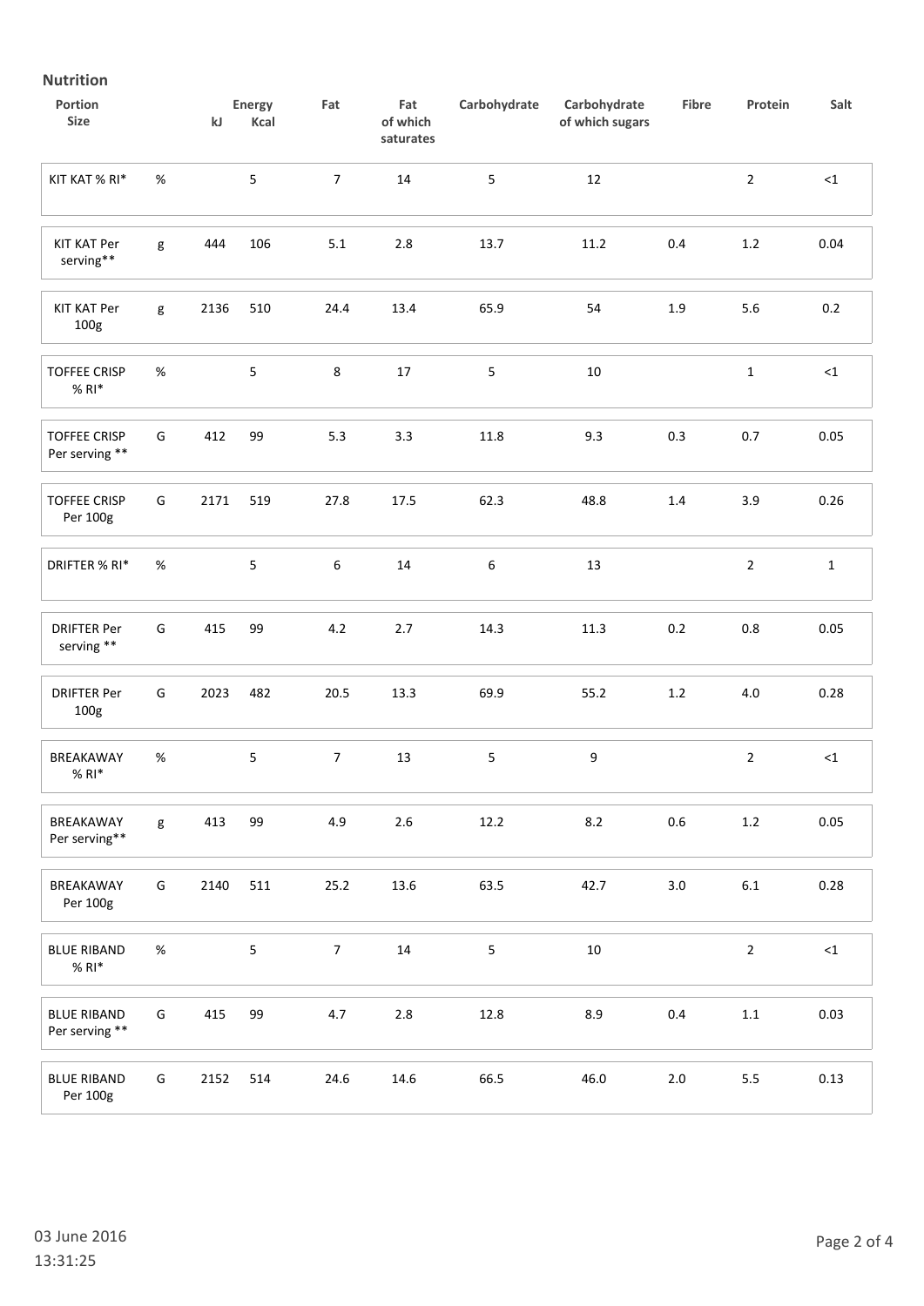## Nutrition

| Portion Size | | Energy kJ | Energy Kcal | Fat | Fat of which saturates | Carbohydrate | Carbohydrate of which sugars | Fibre | Protein | Salt |
|---|---|---|---|---|---|---|---|---|---|---|
| KIT KAT % RI* | % | | 5 | 7 | 14 | 5 | 12 | | 2 | <1 |
| KIT KAT Per serving** | g | 444 | 106 | 5.1 | 2.8 | 13.7 | 11.2 | 0.4 | 1.2 | 0.04 |
| KIT KAT Per 100g | g | 2136 | 510 | 24.4 | 13.4 | 65.9 | 54 | 1.9 | 5.6 | 0.2 |
| TOFFEE CRISP % RI* | % | | 5 | 8 | 17 | 5 | 10 | | 1 | <1 |
| TOFFEE CRISP Per serving ** | G | 412 | 99 | 5.3 | 3.3 | 11.8 | 9.3 | 0.3 | 0.7 | 0.05 |
| TOFFEE CRISP Per 100g | G | 2171 | 519 | 27.8 | 17.5 | 62.3 | 48.8 | 1.4 | 3.9 | 0.26 |
| DRIFTER % RI* | % | | 5 | 6 | 14 | 6 | 13 | | 2 | 1 |
| DRIFTER Per serving ** | G | 415 | 99 | 4.2 | 2.7 | 14.3 | 11.3 | 0.2 | 0.8 | 0.05 |
| DRIFTER Per 100g | G | 2023 | 482 | 20.5 | 13.3 | 69.9 | 55.2 | 1.2 | 4.0 | 0.28 |
| BREAKAWAY % RI* | % | | 5 | 7 | 13 | 5 | 9 | | 2 | <1 |
| BREAKAWAY Per serving** | g | 413 | 99 | 4.9 | 2.6 | 12.2 | 8.2 | 0.6 | 1.2 | 0.05 |
| BREAKAWAY Per 100g | G | 2140 | 511 | 25.2 | 13.6 | 63.5 | 42.7 | 3.0 | 6.1 | 0.28 |
| BLUE RIBAND % RI* | % | | 5 | 7 | 14 | 5 | 10 | | 2 | <1 |
| BLUE RIBAND Per serving ** | G | 415 | 99 | 4.7 | 2.8 | 12.8 | 8.9 | 0.4 | 1.1 | 0.03 |
| BLUE RIBAND Per 100g | G | 2152 | 514 | 24.6 | 14.6 | 66.5 | 46.0 | 2.0 | 5.5 | 0.13 |

03 June 2016
13:31:25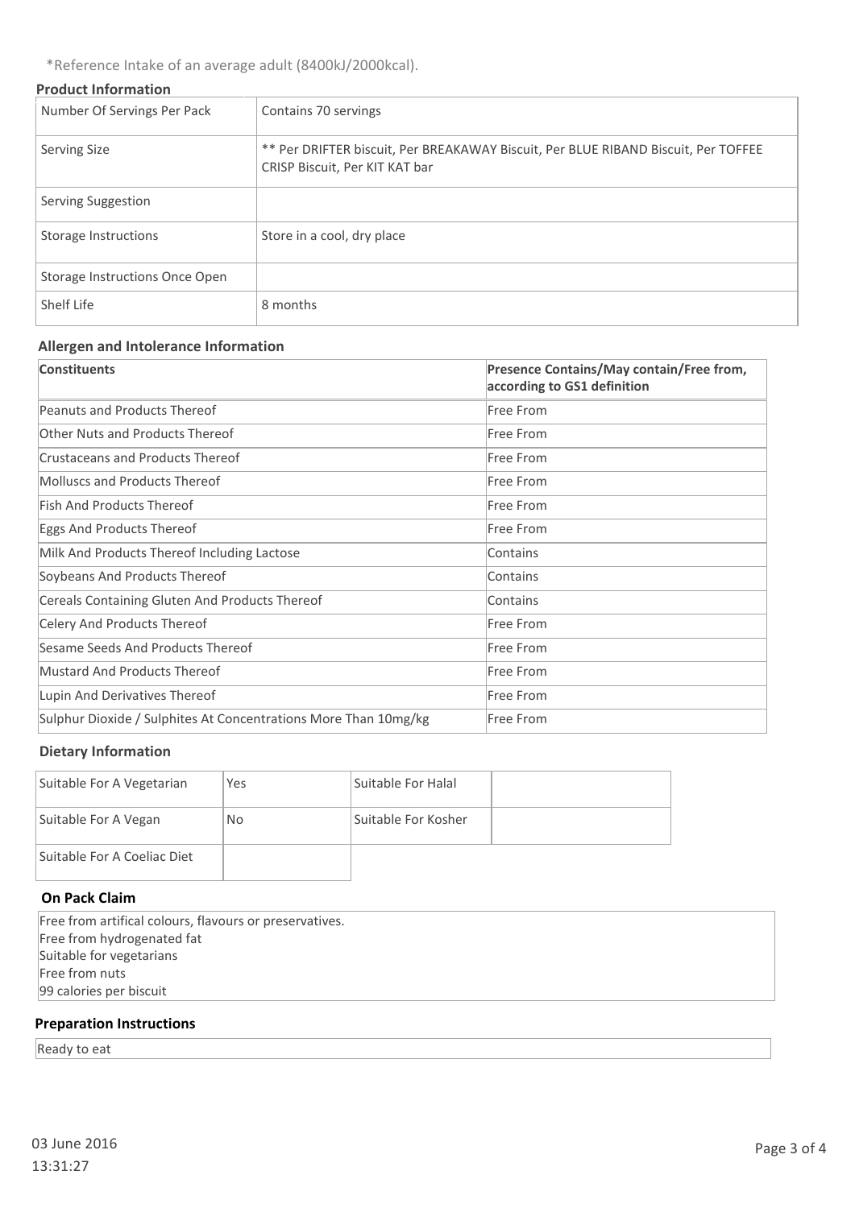*Reference Intake of an average adult (8400kJ/2000kcal).

### Product Information

| | |
|---|---|
| Number Of Servings Per Pack | Contains 70 servings |
| Serving Size | ** Per DRIFTER biscuit, Per BREAKAWAY Biscuit, Per BLUE RIBAND Biscuit, Per TOFFEE CRISP Biscuit, Per KIT KAT bar |
| Serving Suggestion | |
| Storage Instructions | Store in a cool, dry place |
| Storage Instructions Once Open | |
| Shelf Life | 8 months |

### Allergen and Intolerance Information

| Constituents | Presence Contains/May contain/Free from, according to GS1 definition |
|---|---|
| Peanuts and Products Thereof | Free From |
| Other Nuts and Products Thereof | Free From |
| Crustaceans and Products Thereof | Free From |
| Molluscs and Products Thereof | Free From |
| Fish And Products Thereof | Free From |
| Eggs And Products Thereof | Free From |
| Milk And Products Thereof Including Lactose | Contains |
| Soybeans And Products Thereof | Contains |
| Cereals Containing Gluten And Products Thereof | Contains |
| Celery And Products Thereof | Free From |
| Sesame Seeds And Products Thereof | Free From |
| Mustard And Products Thereof | Free From |
| Lupin And Derivatives Thereof | Free From |
| Sulphur Dioxide / Sulphites At Concentrations More Than 10mg/kg | Free From |

### Dietary Information

| | | | |
|---|---|---|---|
| Suitable For A Vegetarian | Yes | Suitable For Halal | |
| Suitable For A Vegan | No | Suitable For Kosher | |
| Suitable For A Coeliac Diet | | | |

### On Pack Claim

Free from artifical colours, flavours or preservatives.
Free from hydrogenated fat
Suitable for vegetarians
Free from nuts
99 calories per biscuit

### Preparation Instructions

Ready to eat

03 June 2016
13:31:27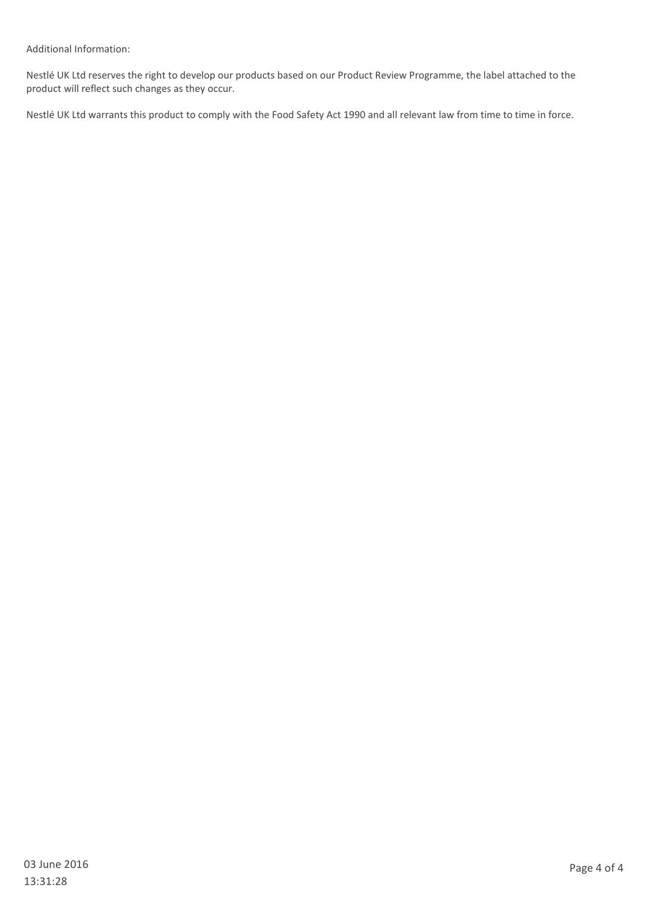Additional Information:

Nestlé UK Ltd reserves the right to develop our products based on our Product Review Programme, the label attached to the product will reflect such changes as they occur.

Nestlé UK Ltd warrants this product to comply with the Food Safety Act 1990 and all relevant law from time to time in force.

03 June 2016
13:31:28